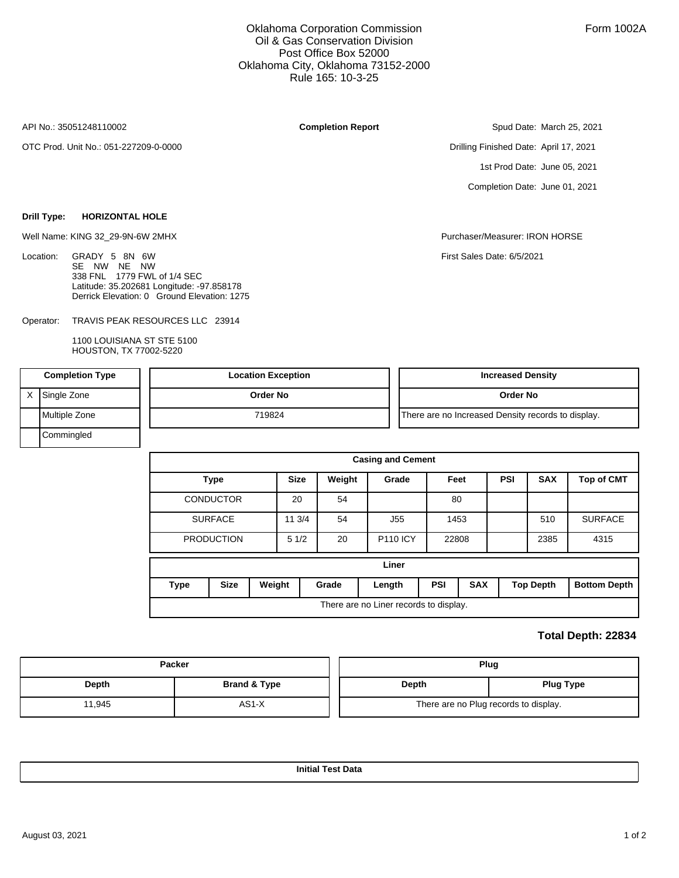Oklahoma Corporation Commission
Oil & Gas Conservation Division
Post Office Box 52000
Oklahoma City, Oklahoma 73152-2000
Rule 165: 10-3-25

Form 1002A

API No.: 35051248110002

**Completion Report**

Spud Date: March 25, 2021

OTC Prod. Unit No.: 051-227209-0-0000

Drilling Finished Date: April 17, 2021

1st Prod Date: June 05, 2021

Completion Date: June 01, 2021

**Drill Type: HORIZONTAL HOLE**

Well Name: KING 32_29-9N-6W 2MHX

Purchaser/Measurer: IRON HORSE

Location: GRADY 5 8N 6W
SE NW NE NW
338 FNL 1779 FWL of 1/4 SEC
Latitude: 35.202681 Longitude: -97.858178
Derrick Elevation: 0 Ground Elevation: 1275

First Sales Date: 6/5/2021

Operator: TRAVIS PEAK RESOURCES LLC 23914

1100 LOUISIANA ST STE 5100
HOUSTON, TX 77002-5220

| Completion Type | |
|---|---|
| X | Single Zone |
| | Multiple Zone |
| | Commingled |

| Location Exception |
|---|
| **Order No** |
| 719824 |

| Increased Density |
|---|
| **Order No** |
| There are no Increased Density records to display. |

**Casing and Cement**

| Type | Size | Weight | Grade | Feet | PSI | SAX | Top of CMT |
|---|---|---|---|---|---|---|---|
| CONDUCTOR | 20 | 54 | | 80 | | | |
| SURFACE | 11 3/4 | 54 | J55 | 1453 | | 510 | SURFACE |
| PRODUCTION | 5 1/2 | 20 | P110 ICY | 22808 | | 2385 | 4315 |

**Liner**

| Type | Size | Weight | Grade | Length | PSI | SAX | Top Depth | Bottom Depth |
|---|---|---|---|---|---|---|---|---|
| There are no Liner records to display. | | | | | | | | |

**Total Depth: 22834**

| Packer | |
|---|---|
| **Depth** | **Brand & Type** |
| 11,945 | AS1-X |

| Plug | |
|---|---|
| **Depth** | **Plug Type** |
| There are no Plug records to display. | |

**Initial Test Data**

August 03, 2021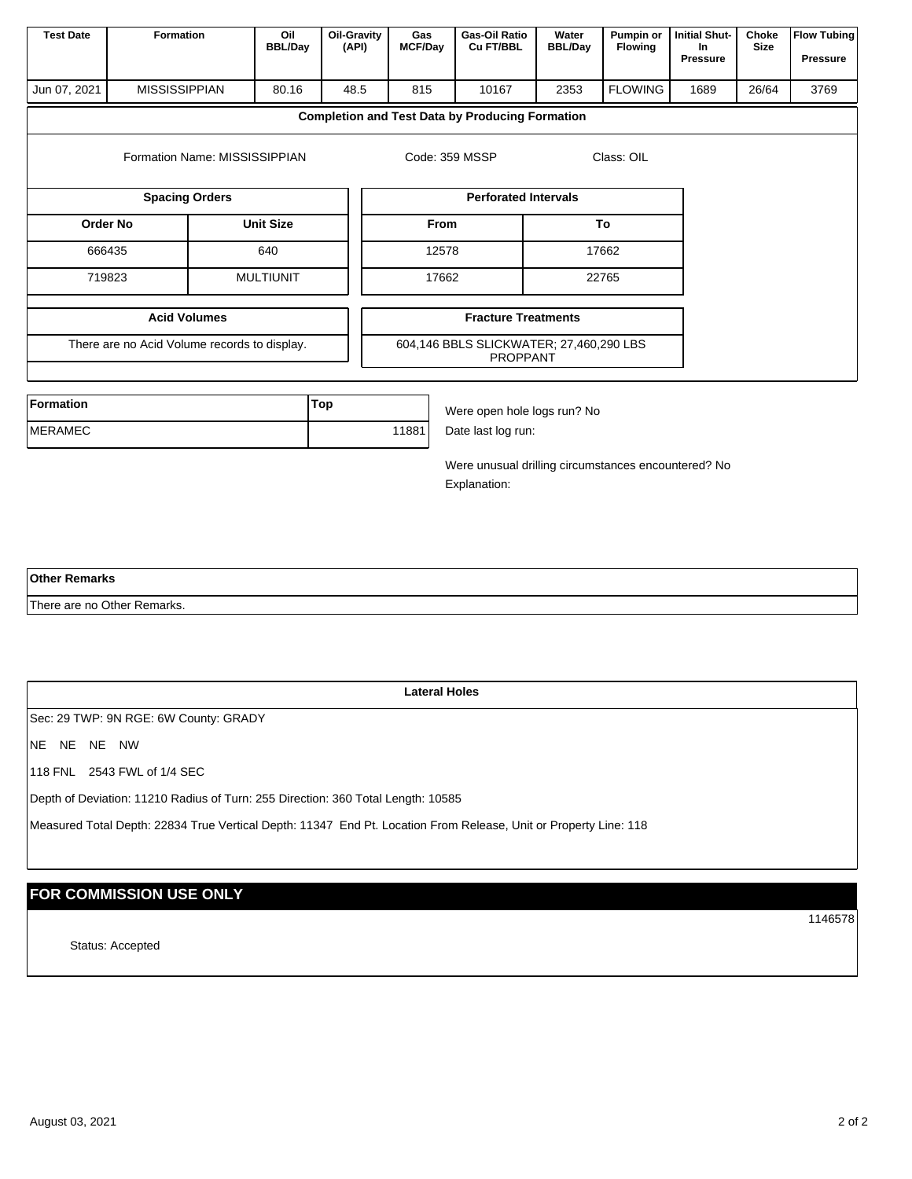| Test Date | Formation | Oil BBL/Day | Oil-Gravity (API) | Gas MCF/Day | Gas-Oil Ratio Cu FT/BBL | Water BBL/Day | Pumpin or Flowing | Initial Shut-In Pressure | Choke Size | Flow Tubing Pressure |
|---|---|---|---|---|---|---|---|---|---|---|
| Jun 07, 2021 | MISSISSIPPIAN | 80.16 | 48.5 | 815 | 10167 | 2353 | FLOWING | 1689 | 26/64 | 3769 |

## Completion and Test Data by Producing Formation

Formation Name: MISSISSIPPIAN    Code: 359 MSSP    Class: OIL

**Spacing Orders**

| Order No | Unit Size |
|---|---|
| 666435 | 640 |
| 719823 | MULTIUNIT |

**Perforated Intervals**

| From | To |
|---|---|
| 12578 | 17662 |
| 17662 | 22765 |

**Acid Volumes**

There are no Acid Volume records to display.

**Fracture Treatments**

604,146 BBLS SLICKWATER; 27,460,290 LBS PROPPANT

| Formation | Top |
|---|---|
| MERAMEC | 11881 |

Were open hole logs run? No

Date last log run:

Were unusual drilling circumstances encountered? No

Explanation:

**Other Remarks**

There are no Other Remarks.

## Lateral Holes

Sec: 29 TWP: 9N RGE: 6W County: GRADY

NE NE NE NW

118 FNL 2543 FWL of 1/4 SEC

Depth of Deviation: 11210 Radius of Turn: 255 Direction: 360 Total Length: 10585

Measured Total Depth: 22834 True Vertical Depth: 11347 End Pt. Location From Release, Unit or Property Line: 118

## FOR COMMISSION USE ONLY

1146578

Status: Accepted

August 03, 2021